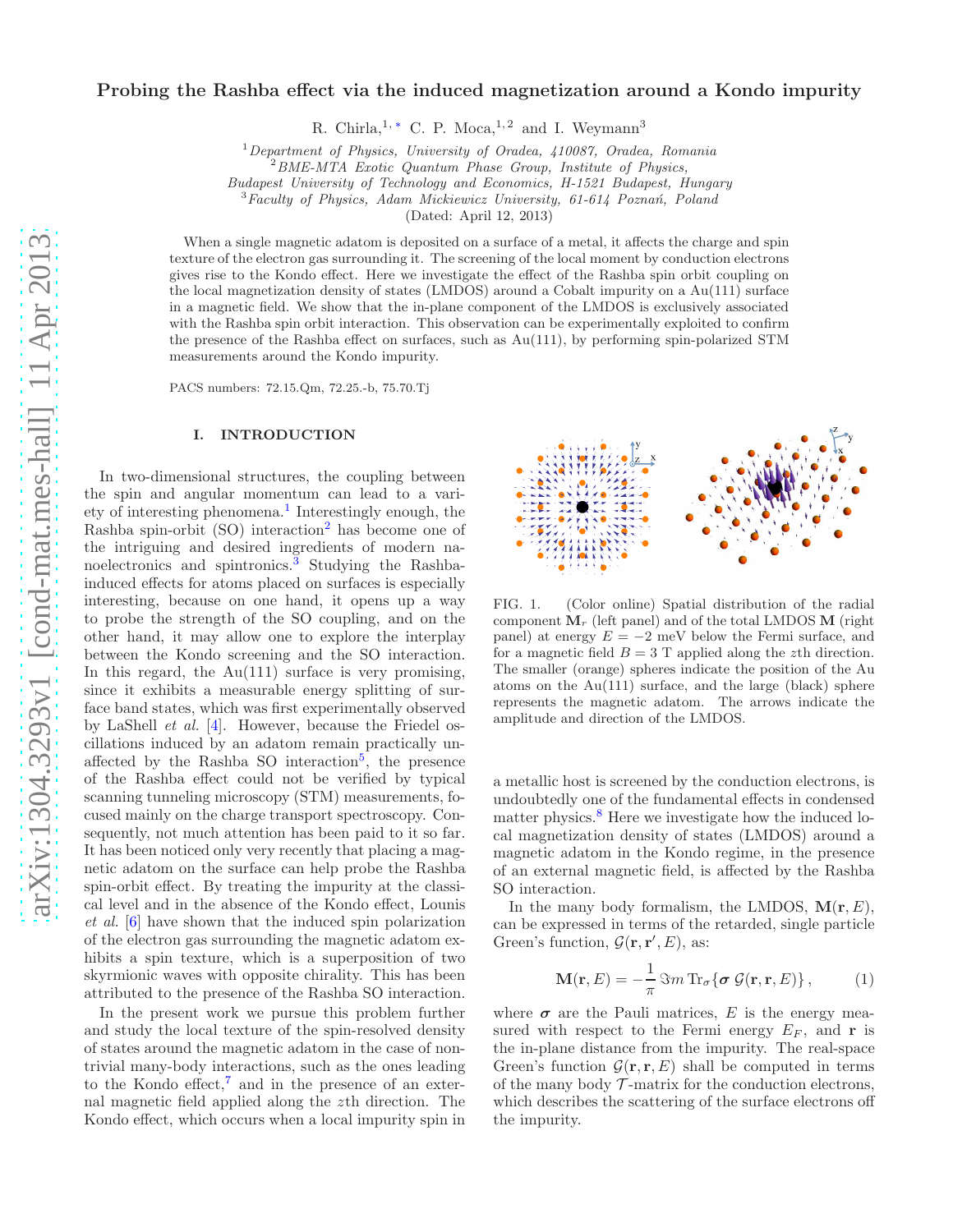# Probing the Rashba effect via the induced magnetization around a Kondo impurity

R. Chirla,[1,*] C. P. Moca,[1,2] and I. Weymann[3]

[1] *Department of Physics, University of Oradea, 410087, Oradea, Romania*
[2] *BME-MTA Exotic Quantum Phase Group, Institute of Physics, Budapest University of Technology and Economics, H-1521 Budapest, Hungary*
[3] *Faculty of Physics, Adam Mickiewicz University, 61-614 Poznań, Poland*

(Dated: April 12, 2013)

When a single magnetic adatom is deposited on a surface of a metal, it affects the charge and spin texture of the electron gas surrounding it. The screening of the local moment by conduction electrons gives rise to the Kondo effect. Here we investigate the effect of the Rashba spin orbit coupling on the local magnetization density of states (LMDOS) around a Cobalt impurity on a Au(111) surface in a magnetic field. We show that the in-plane component of the LMDOS is exclusively associated with the Rashba spin orbit interaction. This observation can be experimentally exploited to confirm the presence of the Rashba effect on surfaces, such as Au(111), by performing spin-polarized STM measurements around the Kondo impurity.

PACS numbers: 72.15.Qm, 72.25.-b, 75.70.Tj

## I. INTRODUCTION

In two-dimensional structures, the coupling between the spin and angular momentum can lead to a variety of interesting phenomena.[1] Interestingly enough, the Rashba spin-orbit (SO) interaction[2] has become one of the intriguing and desired ingredients of modern nanoelectronics and spintronics.[3] Studying the Rashba-induced effects for atoms placed on surfaces is especially interesting, because on one hand, it opens up a way to probe the strength of the SO coupling, and on the other hand, it may allow one to explore the interplay between the Kondo screening and the SO interaction. In this regard, the Au(111) surface is very promising, since it exhibits a measurable energy splitting of surface band states, which was first experimentally observed by LaShell *et al.* [4]. However, because the Friedel oscillations induced by an adatom remain practically unaffected by the Rashba SO interaction[5], the presence of the Rashba effect could not be verified by typical scanning tunneling microscopy (STM) measurements, focused mainly on the charge transport spectroscopy. Consequently, not much attention has been paid to it so far. It has been noticed only very recently that placing a magnetic adatom on the surface can help probe the Rashba spin-orbit effect. By treating the impurity at the classical level and in the absence of the Kondo effect, Lounis *et al.* [6] have shown that the induced spin polarization of the electron gas surrounding the magnetic adatom exhibits a spin texture, which is a superposition of two skyrmionic waves with opposite chirality. This has been attributed to the presence of the Rashba SO interaction.

In the present work we pursue this problem further and study the local texture of the spin-resolved density of states around the magnetic adatom in the case of nontrivial many-body interactions, such as the ones leading to the Kondo effect,[7] and in the presence of an external magnetic field applied along the $z$th direction. The Kondo effect, which occurs when a local impurity spin in a metallic host is screened by the conduction electrons, is undoubtedly one of the fundamental effects in condensed matter physics.[8] Here we investigate how the induced local magnetization density of states (LMDOS) around a magnetic adatom in the Kondo regime, in the presence of an external magnetic field, is affected by the Rashba SO interaction.

FIG. 1. (Color online) Spatial distribution of the radial component $\mathbf{M}_r$ (left panel) and of the total LMDOS $\mathbf{M}$ (right panel) at energy $E = -2$ meV below the Fermi surface, and for a magnetic field $B = 3$ T applied along the $z$th direction. The smaller (orange) spheres indicate the position of the Au atoms on the Au(111) surface, and the large (black) sphere represents the magnetic adatom. The arrows indicate the amplitude and direction of the LMDOS.

In the many body formalism, the LMDOS, $\mathbf{M}(\mathbf{r}, E)$, can be expressed in terms of the retarded, single particle Green's function, $\mathcal{G}(\mathbf{r}, \mathbf{r}', E)$, as:

$$\mathbf{M}(\mathbf{r}, E) = -\frac{1}{\pi} \Im m \, \mathrm{Tr}_\sigma\{\boldsymbol{\sigma}\, \mathcal{G}(\mathbf{r}, \mathbf{r}, E)\}\,, \qquad (1)$$

where $\boldsymbol{\sigma}$ are the Pauli matrices, $E$ is the energy measured with respect to the Fermi energy $E_F$, and $\mathbf{r}$ is the in-plane distance from the impurity. The real-space Green's function $\mathcal{G}(\mathbf{r}, \mathbf{r}, E)$ shall be computed in terms of the many body $\mathcal{T}$-matrix for the conduction electrons, which describes the scattering of the surface electrons off the impurity.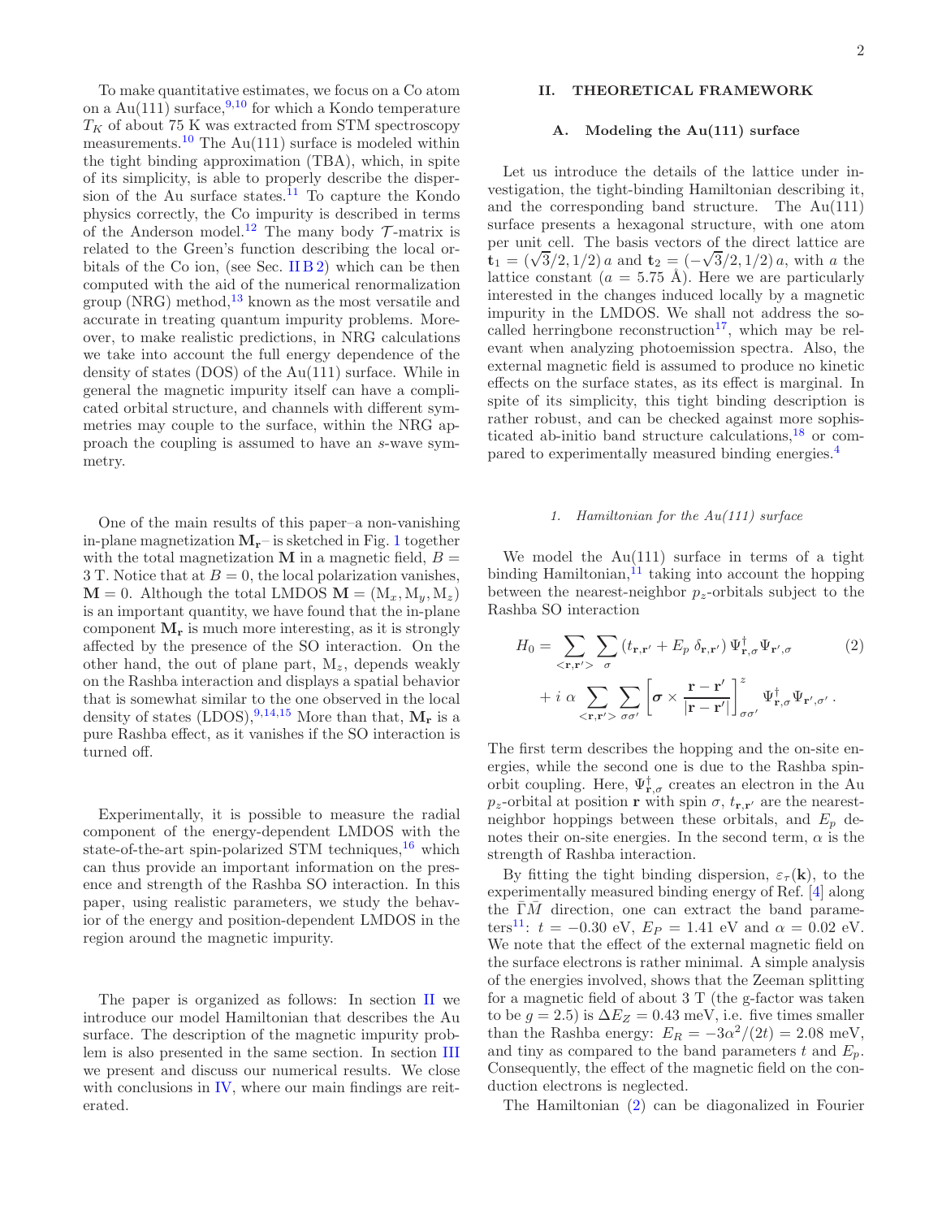To make quantitative estimates, we focus on a Co atom on a Au(111) surface,[9,10] for which a Kondo temperature $T_K$ of about 75 K was extracted from STM spectroscopy measurements.[10] The Au(111) surface is modeled within the tight binding approximation (TBA), which, in spite of its simplicity, is able to properly describe the dispersion of the Au surface states.[11] To capture the Kondo physics correctly, the Co impurity is described in terms of the Anderson model.[12] The many body $\mathcal{T}$-matrix is related to the Green's function describing the local orbitals of the Co ion, (see Sec. II B 2) which can be then computed with the aid of the numerical renormalization group (NRG) method,[13] known as the most versatile and accurate in treating quantum impurity problems. Moreover, to make realistic predictions, in NRG calculations we take into account the full energy dependence of the density of states (DOS) of the Au(111) surface. While in general the magnetic impurity itself can have a complicated orbital structure, and channels with different symmetries may couple to the surface, within the NRG approach the coupling is assumed to have an $s$-wave symmetry.

One of the main results of this paper–a non-vanishing in-plane magnetization $\mathbf{M_r}$– is sketched in Fig. 1 together with the total magnetization $\mathbf{M}$ in a magnetic field, $B = 3$ T. Notice that at $B = 0$, the local polarization vanishes, $\mathbf{M} = 0$. Although the total LMDOS $\mathbf{M} = (\mathrm{M}_x, \mathrm{M}_y, \mathrm{M}_z)$ is an important quantity, we have found that the in-plane component $\mathbf{M_r}$ is much more interesting, as it is strongly affected by the presence of the SO interaction. On the other hand, the out of plane part, $\mathrm{M}_z$, depends weakly on the Rashba interaction and displays a spatial behavior that is somewhat similar to the one observed in the local density of states (LDOS),[9,14,15] More than that, $\mathbf{M_r}$ is a pure Rashba effect, as it vanishes if the SO interaction is turned off.

Experimentally, it is possible to measure the radial component of the energy-dependent LMDOS with the state-of-the-art spin-polarized STM techniques,[16] which can thus provide an important information on the presence and strength of the Rashba SO interaction. In this paper, using realistic parameters, we study the behavior of the energy and position-dependent LMDOS in the region around the magnetic impurity.

The paper is organized as follows: In section II we introduce our model Hamiltonian that describes the Au surface. The description of the magnetic impurity problem is also presented in the same section. In section III we present and discuss our numerical results. We close with conclusions in IV, where our main findings are reiterated.

## II. THEORETICAL FRAMEWORK

### A. Modeling the Au(111) surface

Let us introduce the details of the lattice under investigation, the tight-binding Hamiltonian describing it, and the corresponding band structure. The Au(111) surface presents a hexagonal structure, with one atom per unit cell. The basis vectors of the direct lattice are $\mathbf{t}_1 = (\sqrt{3}/2, 1/2)\,a$ and $\mathbf{t}_2 = (-\sqrt{3}/2, 1/2)\,a$, with $a$ the lattice constant ($a = 5.75$ Å). Here we are particularly interested in the changes induced locally by a magnetic impurity in the LMDOS. We shall not address the so-called herringbone reconstruction[17], which may be relevant when analyzing photoemission spectra. Also, the external magnetic field is assumed to produce no kinetic effects on the surface states, as its effect is marginal. In spite of its simplicity, this tight binding description is rather robust, and can be checked against more sophisticated ab-initio band structure calculations,[18] or compared to experimentally measured binding energies.[4]

#### 1. Hamiltonian for the Au(111) surface

We model the Au(111) surface in terms of a tight binding Hamiltonian,[11] taking into account the hopping between the nearest-neighbor $p_z$-orbitals subject to the Rashba SO interaction

$$
\begin{aligned}
H_0 = & \sum_{<\mathbf{r},\mathbf{r}'>} \sum_{\sigma} \left(t_{\mathbf{r},\mathbf{r}'} + E_p\,\delta_{\mathbf{r},\mathbf{r}'}\right) \Psi^\dagger_{\mathbf{r},\sigma}\Psi_{\mathbf{r}',\sigma} \\
& + i\,\alpha \sum_{<\mathbf{r},\mathbf{r}'>} \sum_{\sigma\sigma'} \left[\boldsymbol{\sigma} \times \frac{\mathbf{r}-\mathbf{r}'}{|\mathbf{r}-\mathbf{r}'|}\right]^z_{\sigma\sigma'} \Psi^\dagger_{\mathbf{r},\sigma}\Psi_{\mathbf{r}',\sigma'}\,.
\end{aligned}
\tag{2}
$$

The first term describes the hopping and the on-site energies, while the second one is due to the Rashba spin-orbit coupling. Here, $\Psi^\dagger_{\mathbf{r},\sigma}$ creates an electron in the Au $p_z$-orbital at position $\mathbf{r}$ with spin $\sigma$, $t_{\mathbf{r},\mathbf{r}'}$ are the nearest-neighbor hoppings between these orbitals, and $E_p$ denotes their on-site energies. In the second term, $\alpha$ is the strength of Rashba interaction.

By fitting the tight binding dispersion, $\varepsilon_\tau(\mathbf{k})$, to the experimentally measured binding energy of Ref. [4] along the $\bar{\Gamma}\bar{M}$ direction, one can extract the band parameters[11]: $t = -0.30$ eV, $E_P = 1.41$ eV and $\alpha = 0.02$ eV. We note that the effect of the external magnetic field on the surface electrons is rather minimal. A simple analysis of the energies involved, shows that the Zeeman splitting for a magnetic field of about 3 T (the g-factor was taken to be $g = 2.5$) is $\Delta E_Z = 0.43$ meV, i.e. five times smaller than the Rashba energy: $E_R = -3\alpha^2/(2t) = 2.08$ meV, and tiny as compared to the band parameters $t$ and $E_p$. Consequently, the effect of the magnetic field on the conduction electrons is neglected.

The Hamiltonian (2) can be diagonalized in Fourier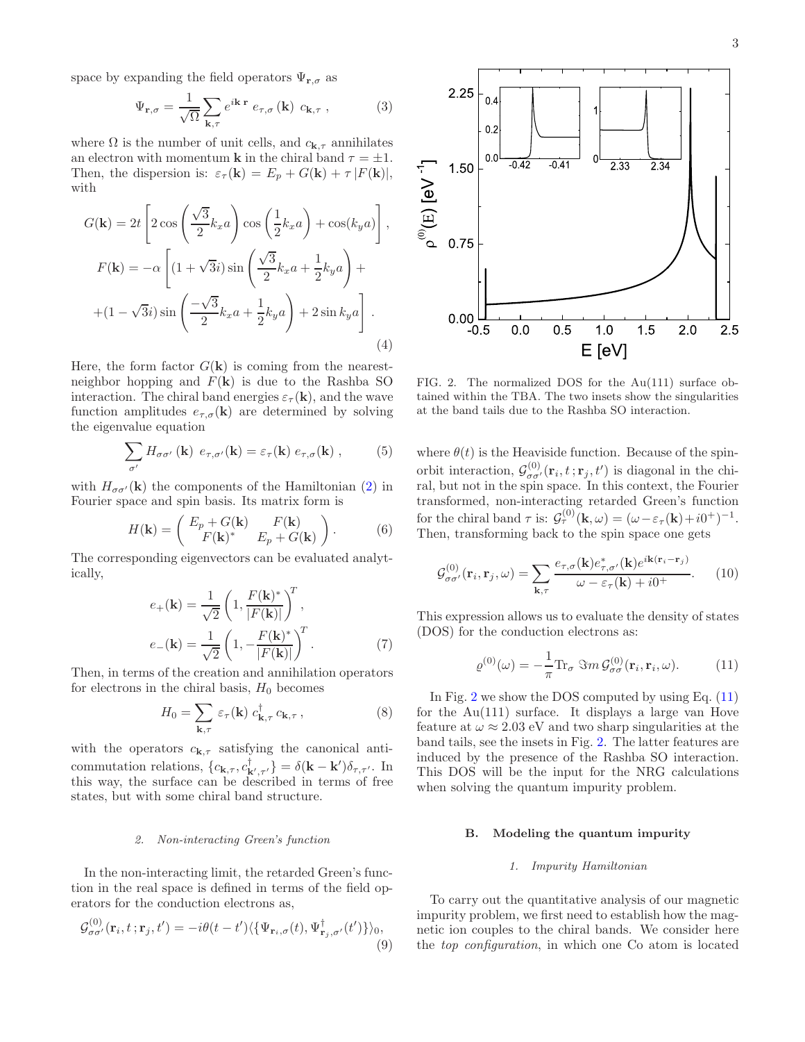space by expanding the field operators $\Psi_{\mathbf{r},\sigma}$ as

$$\Psi_{\mathbf{r},\sigma} = \frac{1}{\sqrt{\Omega}} \sum_{\mathbf{k},\tau} e^{i\mathbf{k}\,\mathbf{r}}\; e_{\tau,\sigma}(\mathbf{k})\; c_{\mathbf{k},\tau} \,, \qquad (3)$$

where $\Omega$ is the number of unit cells, and $c_{\mathbf{k},\tau}$ annihilates an electron with momentum $\mathbf{k}$ in the chiral band $\tau = \pm 1$. Then, the dispersion is: $\varepsilon_\tau(\mathbf{k}) = E_p + G(\mathbf{k}) + \tau\,|F(\mathbf{k})|$, with

$$G(\mathbf{k}) = 2t\left[2\cos\left(\frac{\sqrt{3}}{2}k_x a\right)\cos\left(\frac{1}{2}k_x a\right) + \cos(k_y a)\right],$$

$$F(\mathbf{k}) = -\alpha\left[(1+\sqrt{3}i)\sin\left(\frac{\sqrt{3}}{2}k_x a + \frac{1}{2}k_y a\right) + \right.$$

$$\left. +(1-\sqrt{3}i)\sin\left(\frac{-\sqrt{3}}{2}k_x a + \frac{1}{2}k_y a\right) + 2\sin k_y a\right]. \qquad (4)$$

Here, the form factor $G(\mathbf{k})$ is coming from the nearest-neighbor hopping and $F(\mathbf{k})$ is due to the Rashba SO interaction. The chiral band energies $\varepsilon_\tau(\mathbf{k})$, and the wave function amplitudes $e_{\tau,\sigma}(\mathbf{k})$ are determined by solving the eigenvalue equation

$$\sum_{\sigma'} H_{\sigma\sigma'}(\mathbf{k})\; e_{\tau,\sigma'}(\mathbf{k}) = \varepsilon_\tau(\mathbf{k})\; e_{\tau,\sigma}(\mathbf{k}) \,, \qquad (5)$$

with $H_{\sigma\sigma'}(\mathbf{k})$ the components of the Hamiltonian (2) in Fourier space and spin basis. Its matrix form is

$$H(\mathbf{k}) = \begin{pmatrix} E_p + G(\mathbf{k}) & F(\mathbf{k}) \\ F(\mathbf{k})^* & E_p + G(\mathbf{k}) \end{pmatrix}. \qquad (6)$$

The corresponding eigenvectors can be evaluated analytically,

$$e_+(\mathbf{k}) = \frac{1}{\sqrt{2}}\left(1, \frac{F(\mathbf{k})^*}{|F(\mathbf{k})|}\right)^T,$$

$$e_-(\mathbf{k}) = \frac{1}{\sqrt{2}}\left(1, -\frac{F(\mathbf{k})^*}{|F(\mathbf{k})|}\right)^T. \qquad (7)$$

Then, in terms of the creation and annihilation operators for electrons in the chiral basis, $H_0$ becomes

$$H_0 = \sum_{\mathbf{k},\tau} \varepsilon_\tau(\mathbf{k})\; c^\dagger_{\mathbf{k},\tau}\, c_{\mathbf{k},\tau} \,, \qquad (8)$$

with the operators $c_{\mathbf{k},\tau}$ satisfying the canonical anticommutation relations, $\{c_{\mathbf{k},\tau}, c^\dagger_{\mathbf{k}',\tau'}\} = \delta(\mathbf{k}-\mathbf{k}')\delta_{\tau,\tau'}$. In this way, the surface can be described in terms of free states, but with some chiral band structure.

#### *2. Non-interacting Green's function*

In the non-interacting limit, the retarded Green's function in the real space is defined in terms of the field operators for the conduction electrons as,

$$\mathcal{G}^{(0)}_{\sigma\sigma'}(\mathbf{r}_i, t\,; \mathbf{r}_j, t') = -i\theta(t-t')\langle\{\Psi_{\mathbf{r}_i,\sigma}(t), \Psi^\dagger_{\mathbf{r}_j,\sigma'}(t')\}\rangle_0, \qquad (9)$$

FIG. 2. The normalized DOS for the Au(111) surface obtained within the TBA. The two insets show the singularities at the band tails due to the Rashba SO interaction.

where $\theta(t)$ is the Heaviside function. Because of the spin-orbit interaction, $\mathcal{G}^{(0)}_{\sigma\sigma'}(\mathbf{r}_i, t\,; \mathbf{r}_j, t')$ is diagonal in the chiral, but not in the spin space. In this context, the Fourier transformed, non-interacting retarded Green's function for the chiral band $\tau$ is: $\mathcal{G}^{(0)}_\tau(\mathbf{k}, \omega) = (\omega - \varepsilon_\tau(\mathbf{k}) + i0^+)^{-1}$. Then, transforming back to the spin space one gets

$$\mathcal{G}^{(0)}_{\sigma\sigma'}(\mathbf{r}_i, \mathbf{r}_j, \omega) = \sum_{\mathbf{k},\tau} \frac{e_{\tau,\sigma}(\mathbf{k})e^*_{\tau,\sigma'}(\mathbf{k})e^{i\mathbf{k}(\mathbf{r}_i - \mathbf{r}_j)}}{\omega - \varepsilon_\tau(\mathbf{k}) + i0^+}. \qquad (10)$$

This expression allows us to evaluate the density of states (DOS) for the conduction electrons as:

$$\varrho^{(0)}(\omega) = -\frac{1}{\pi}\mathrm{Tr}_\sigma\, \Im m\, \mathcal{G}^{(0)}_{\sigma\sigma}(\mathbf{r}_i, \mathbf{r}_i, \omega). \qquad (11)$$

In Fig. 2 we show the DOS computed by using Eq. (11) for the Au(111) surface. It displays a large van Hove feature at $\omega \approx 2.03$ eV and two sharp singularities at the band tails, see the insets in Fig. 2. The latter features are induced by the presence of the Rashba SO interaction. This DOS will be the input for the NRG calculations when solving the quantum impurity problem.

### B. Modeling the quantum impurity

#### *1. Impurity Hamiltonian*

To carry out the quantitative analysis of our magnetic impurity problem, we first need to establish how the magnetic ion couples to the chiral bands. We consider here the *top configuration*, in which one Co atom is located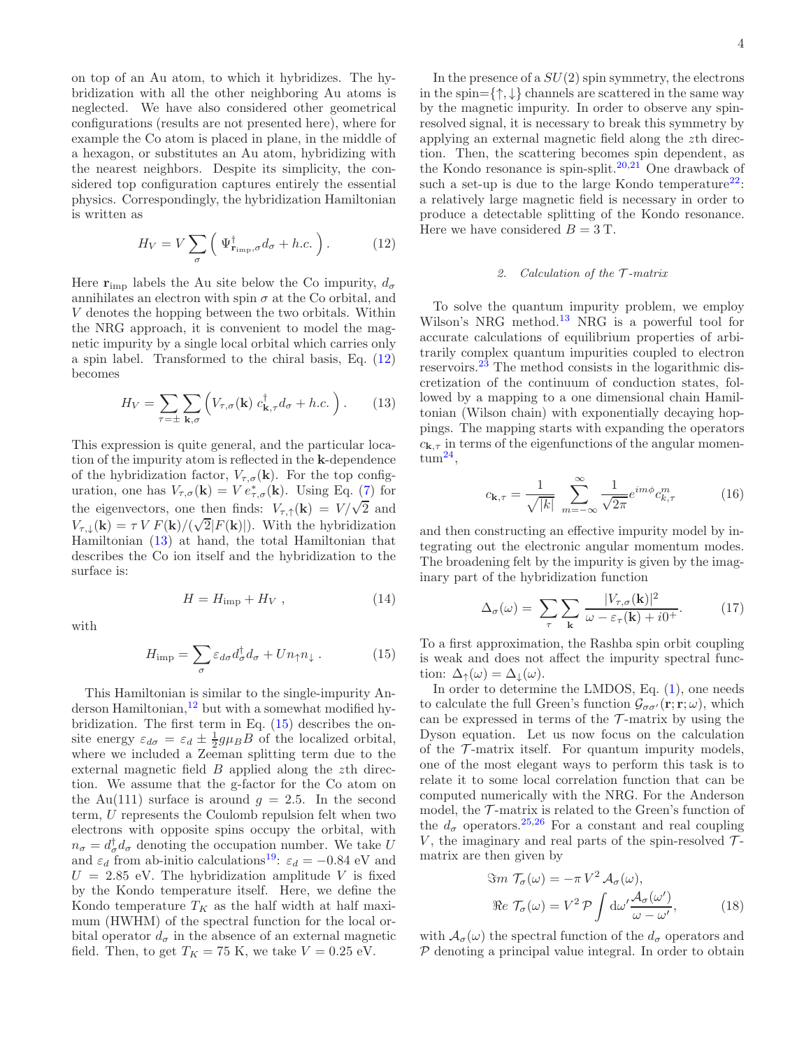on top of an Au atom, to which it hybridizes. The hybridization with all the other neighboring Au atoms is neglected. We have also considered other geometrical configurations (results are not presented here), where for example the Co atom is placed in plane, in the middle of a hexagon, or substitutes an Au atom, hybridizing with the nearest neighbors. Despite its simplicity, the considered top configuration captures entirely the essential physics. Correspondingly, the hybridization Hamiltonian is written as

$$H_V = V \sum_{\sigma} \Big( \Psi^{\dagger}_{\mathbf{r}_{\rm imp},\sigma} d_{\sigma} + h.c. \Big) . \qquad (12)$$

Here $\mathbf{r}_{\rm imp}$ labels the Au site below the Co impurity, $d_\sigma$ annihilates an electron with spin $\sigma$ at the Co orbital, and $V$ denotes the hopping between the two orbitals. Within the NRG approach, it is convenient to model the magnetic impurity by a single local orbital which carries only a spin label. Transformed to the chiral basis, Eq. (12) becomes

$$H_V = \sum_{\tau=\pm} \sum_{\mathbf{k},\sigma} \Big( V_{\tau,\sigma}(\mathbf{k})\, c^{\dagger}_{\mathbf{k},\tau} d_{\sigma} + h.c. \Big) . \qquad (13)$$

This expression is quite general, and the particular location of the impurity atom is reflected in the $\mathbf{k}$-dependence of the hybridization factor, $V_{\tau,\sigma}(\mathbf{k})$. For the top configuration, one has $V_{\tau,\sigma}(\mathbf{k}) = V\, e^{*}_{\tau,\sigma}(\mathbf{k})$. Using Eq. (7) for the eigenvectors, one then finds: $V_{\tau,\uparrow}(\mathbf{k}) = V/\sqrt{2}$ and $V_{\tau,\downarrow}(\mathbf{k}) = \tau\, V\, F(\mathbf{k})/(\sqrt{2}|F(\mathbf{k})|)$. With the hybridization Hamiltonian (13) at hand, the total Hamiltonian that describes the Co ion itself and the hybridization to the surface is:

$$H = H_{\rm imp} + H_V \; , \qquad (14)$$

with

$$H_{\rm imp} = \sum_{\sigma} \varepsilon_{d\sigma} d^{\dagger}_{\sigma} d_{\sigma} + U n_{\uparrow} n_{\downarrow} \; . \qquad (15)$$

This Hamiltonian is similar to the single-impurity Anderson Hamiltonian,[12] but with a somewhat modified hybridization. The first term in Eq. (15) describes the on-site energy $\varepsilon_{d\sigma} = \varepsilon_d \pm \frac{1}{2} g\mu_B B$ of the localized orbital, where we included a Zeeman splitting term due to the external magnetic field $B$ applied along the $z$th direction. We assume that the g-factor for the Co atom on the Au(111) surface is around $g = 2.5$. In the second term, $U$ represents the Coulomb repulsion felt when two electrons with opposite spins occupy the orbital, with $n_\sigma = d^{\dagger}_{\sigma} d_{\sigma}$ denoting the occupation number. We take $U$ and $\varepsilon_d$ from ab-initio calculations[19]: $\varepsilon_d = -0.84$ eV and $U = 2.85$ eV. The hybridization amplitude $V$ is fixed by the Kondo temperature itself. Here, we define the Kondo temperature $T_K$ as the half width at half maximum (HWHM) of the spectral function for the local orbital operator $d_\sigma$ in the absence of an external magnetic field. Then, to get $T_K = 75$ K, we take $V = 0.25$ eV.

In the presence of a $SU(2)$ spin symmetry, the electrons in the spin=$\{\uparrow,\downarrow\}$ channels are scattered in the same way by the magnetic impurity. In order to observe any spin-resolved signal, it is necessary to break this symmetry by applying an external magnetic field along the $z$th direction. Then, the scattering becomes spin dependent, as the Kondo resonance is spin-split.[20,21] One drawback of such a set-up is due to the large Kondo temperature[22]: a relatively large magnetic field is necessary in order to produce a detectable splitting of the Kondo resonance. Here we have considered $B = 3$ T.

### 2. *Calculation of the $\mathcal{T}$-matrix*

To solve the quantum impurity problem, we employ Wilson's NRG method.[13] NRG is a powerful tool for accurate calculations of equilibrium properties of arbitrarily complex quantum impurities coupled to electron reservoirs.[23] The method consists in the logarithmic discretization of the continuum of conduction states, followed by a mapping to a one dimensional chain Hamiltonian (Wilson chain) with exponentially decaying hoppings. The mapping starts with expanding the operators $c_{\mathbf{k},\tau}$ in terms of the eigenfunctions of the angular momentum[24],

$$c_{\mathbf{k},\tau} = \frac{1}{\sqrt{|k|}} \sum_{m=-\infty}^{\infty} \frac{1}{\sqrt{2\pi}} e^{im\phi} c^{m}_{k,\tau} \qquad (16)$$

and then constructing an effective impurity model by integrating out the electronic angular momentum modes. The broadening felt by the impurity is given by the imaginary part of the hybridization function

$$\Delta_{\sigma}(\omega) = \sum_{\tau} \sum_{\mathbf{k}} \frac{|V_{\tau,\sigma}(\mathbf{k})|^2}{\omega - \varepsilon_{\tau}(\mathbf{k}) + i0^{+}} . \qquad (17)$$

To a first approximation, the Rashba spin orbit coupling is weak and does not affect the impurity spectral function: $\Delta_{\uparrow}(\omega) = \Delta_{\downarrow}(\omega)$.

In order to determine the LMDOS, Eq. (1), one needs to calculate the full Green's function $\mathcal{G}_{\sigma\sigma'}(\mathbf{r};\mathbf{r};\omega)$, which can be expressed in terms of the $\mathcal{T}$-matrix by using the Dyson equation. Let us now focus on the calculation of the $\mathcal{T}$-matrix itself. For quantum impurity models, one of the most elegant ways to perform this task is to relate it to some local correlation function that can be computed numerically with the NRG. For the Anderson model, the $\mathcal{T}$-matrix is related to the Green's function of the $d_\sigma$ operators.[25,26] For a constant and real coupling $V$, the imaginary and real parts of the spin-resolved $\mathcal{T}$-matrix are then given by

$$\begin{aligned} \Im m\ \mathcal{T}_{\sigma}(\omega) &= -\pi\, V^2\, \mathcal{A}_{\sigma}(\omega), \\ \Re e\ \mathcal{T}_{\sigma}(\omega) &= V^2\, \mathcal{P} \int {\rm d}\omega' \frac{\mathcal{A}_{\sigma}(\omega')}{\omega - \omega'}, \end{aligned} \qquad (18)$$

with $\mathcal{A}_{\sigma}(\omega)$ the spectral function of the $d_\sigma$ operators and $\mathcal{P}$ denoting a principal value integral. In order to obtain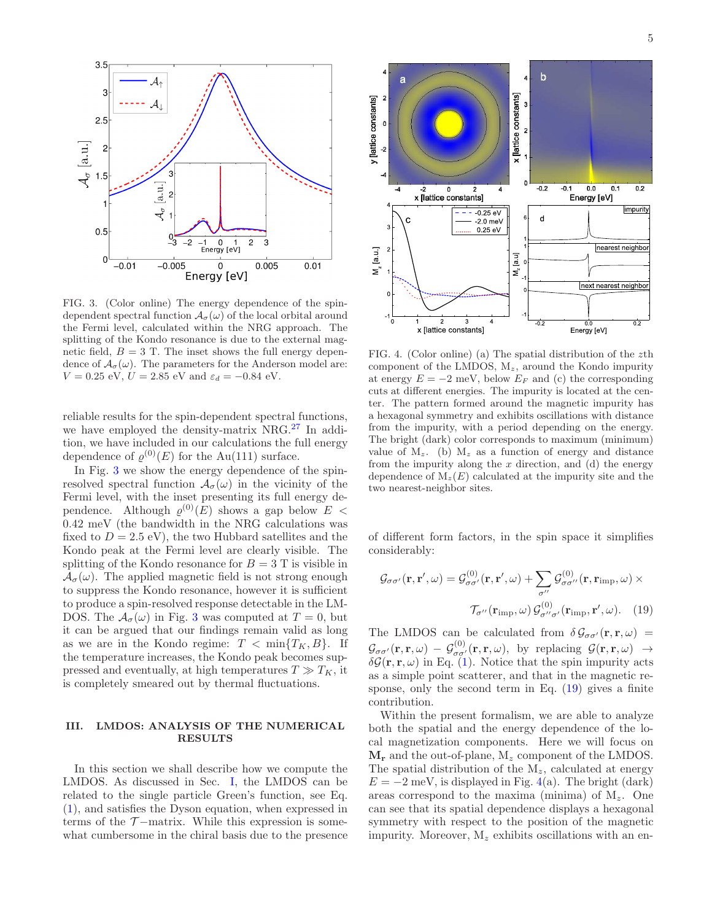FIG. 3. (Color online) The energy dependence of the spin-dependent spectral function $\mathcal{A}_\sigma(\omega)$ of the local orbital around the Fermi level, calculated within the NRG approach. The splitting of the Kondo resonance is due to the external magnetic field, $B = 3$ T. The inset shows the full energy dependence of $\mathcal{A}_\sigma(\omega)$. The parameters for the Anderson model are: $V = 0.25$ eV, $U = 2.85$ eV and $\varepsilon_d = -0.84$ eV.

FIG. 4. (Color online) (a) The spatial distribution of the $z$th component of the LMDOS, $\mathrm{M}_z$, around the Kondo impurity at energy $E = -2$ meV, below $E_F$ and (c) the corresponding cuts at different energies. The impurity is located at the center. The pattern formed around the magnetic impurity has a hexagonal symmetry and exhibits oscillations with distance from the impurity, with a period depending on the energy. The bright (dark) color corresponds to maximum (minimum) value of $\mathrm{M}_z$. (b) $\mathrm{M}_z$ as a function of energy and distance from the impurity along the $x$ direction, and (d) the energy dependence of $\mathrm{M}_z(E)$ calculated at the impurity site and the two nearest-neighbor sites.

reliable results for the spin-dependent spectral functions, we have employed the density-matrix NRG.[27] In addition, we have included in our calculations the full energy dependence of $\varrho^{(0)}(E)$ for the Au(111) surface.

In Fig. 3 we show the energy dependence of the spin-resolved spectral function $\mathcal{A}_\sigma(\omega)$ in the vicinity of the Fermi level, with the inset presenting its full energy dependence. Although $\varrho^{(0)}(E)$ shows a gap below $E <$ 0.42 meV (the bandwidth in the NRG calculations was fixed to $D = 2.5$ eV), the two Hubbard satellites and the Kondo peak at the Fermi level are clearly visible. The splitting of the Kondo resonance for $B = 3$ T is visible in $\mathcal{A}_\sigma(\omega)$. The applied magnetic field is not strong enough to suppress the Kondo resonance, however it is sufficient to produce a spin-resolved response detectable in the LMDOS. The $\mathcal{A}_\sigma(\omega)$ in Fig. 3 was computed at $T = 0$, but it can be argued that our findings remain valid as long as we are in the Kondo regime: $T < \min\{T_K, B\}$. If the temperature increases, the Kondo peak becomes suppressed and eventually, at high temperatures $T \gg T_K$, it is completely smeared out by thermal fluctuations.

## III. LMDOS: ANALYSIS OF THE NUMERICAL RESULTS

In this section we shall describe how we compute the LMDOS. As discussed in Sec. I, the LMDOS can be related to the single particle Green's function, see Eq. (1), and satisfies the Dyson equation, when expressed in terms of the $\mathcal{T}-$matrix. While this expression is somewhat cumbersome in the chiral basis due to the presence of different form factors, in the spin space it simplifies considerably:

$$\mathcal{G}_{\sigma\sigma'}(\mathbf{r},\mathbf{r}',\omega) = \mathcal{G}^{(0)}_{\sigma\sigma'}(\mathbf{r},\mathbf{r}',\omega) + \sum_{\sigma''} \mathcal{G}^{(0)}_{\sigma\sigma''}(\mathbf{r},\mathbf{r}_{\mathrm{imp}},\omega) \times \mathcal{T}_{\sigma''}(\mathbf{r}_{\mathrm{imp}},\omega)\, \mathcal{G}^{(0)}_{\sigma''\sigma'}(\mathbf{r}_{\mathrm{imp}},\mathbf{r}',\omega). \quad (19)$$

The LMDOS can be calculated from $\delta\,\mathcal{G}_{\sigma\sigma'}(\mathbf{r},\mathbf{r},\omega) = \mathcal{G}_{\sigma\sigma'}(\mathbf{r},\mathbf{r},\omega) - \mathcal{G}^{(0)}_{\sigma\sigma'}(\mathbf{r},\mathbf{r},\omega)$, by replacing $\mathcal{G}(\mathbf{r},\mathbf{r},\omega) \to \delta\mathcal{G}(\mathbf{r},\mathbf{r},\omega)$ in Eq. (1). Notice that the spin impurity acts as a simple point scatterer, and that in the magnetic response, only the second term in Eq. (19) gives a finite contribution.

Within the present formalism, we are able to analyze both the spatial and the energy dependence of the local magnetization components. Here we will focus on $\mathbf{M}_\mathbf{r}$ and the out-of-plane, $\mathrm{M}_z$ component of the LMDOS. The spatial distribution of the $\mathrm{M}_z$, calculated at energy $E = -2$ meV, is displayed in Fig. 4(a). The bright (dark) areas correspond to the maxima (minima) of $\mathrm{M}_z$. One can see that its spatial dependence displays a hexagonal symmetry with respect to the position of the magnetic impurity. Moreover, $\mathrm{M}_z$ exhibits oscillations with an en-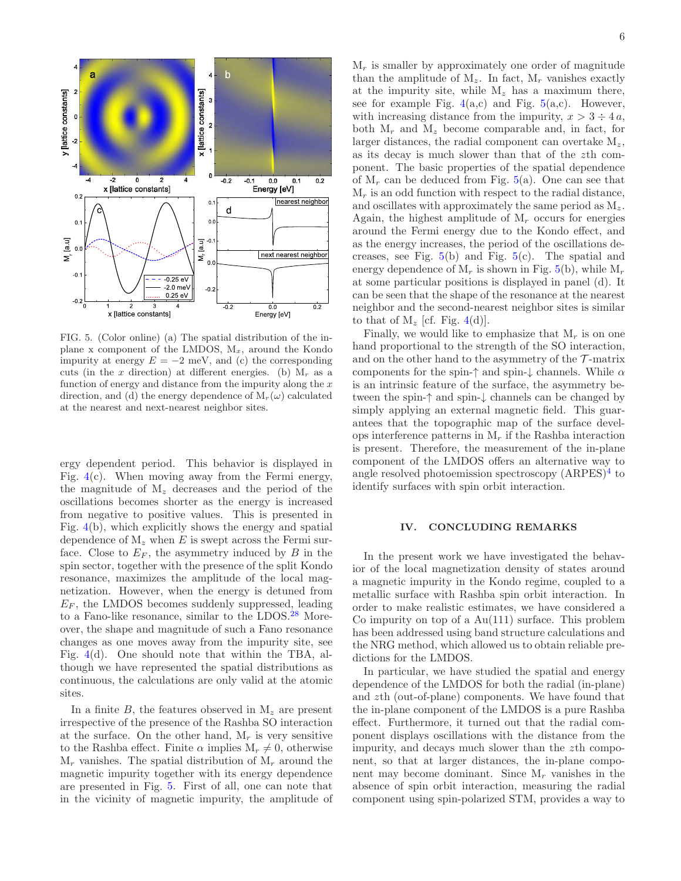FIG. 5. (Color online) (a) The spatial distribution of the in-plane x component of the LMDOS, $M_x$, around the Kondo impurity at energy $E = -2$ meV, and (c) the corresponding cuts (in the $x$ direction) at different energies. (b) $M_r$ as a function of energy and distance from the impurity along the $x$ direction, and (d) the energy dependence of $M_r(\omega)$ calculated at the nearest and next-nearest neighbor sites.

ergy dependent period. This behavior is displayed in Fig. 4(c). When moving away from the Fermi energy, the magnitude of $M_z$ decreases and the period of the oscillations becomes shorter as the energy is increased from negative to positive values. This is presented in Fig. 4(b), which explicitly shows the energy and spatial dependence of $M_z$ when $E$ is swept across the Fermi surface. Close to $E_F$, the asymmetry induced by $B$ in the spin sector, together with the presence of the split Kondo resonance, maximizes the amplitude of the local magnetization. However, when the energy is detuned from $E_F$, the LMDOS becomes suddenly suppressed, leading to a Fano-like resonance, similar to the LDOS.[28] Moreover, the shape and magnitude of such a Fano resonance changes as one moves away from the impurity site, see Fig. 4(d). One should note that within the TBA, although we have represented the spatial distributions as continuous, the calculations are only valid at the atomic sites.

In a finite $B$, the features observed in $M_z$ are present irrespective of the presence of the Rashba SO interaction at the surface. On the other hand, $M_r$ is very sensitive to the Rashba effect. Finite $\alpha$ implies $M_r \neq 0$, otherwise $M_r$ vanishes. The spatial distribution of $M_r$ around the magnetic impurity together with its energy dependence are presented in Fig. 5. First of all, one can note that in the vicinity of magnetic impurity, the amplitude of $M_r$ is smaller by approximately one order of magnitude than the amplitude of $M_z$. In fact, $M_r$ vanishes exactly at the impurity site, while $M_z$ has a maximum there, see for example Fig. 4(a,c) and Fig. 5(a,c). However, with increasing distance from the impurity, $x > 3 \div 4\,a$, both $M_r$ and $M_z$ become comparable and, in fact, for larger distances, the radial component can overtake $M_z$, as its decay is much slower than that of the $z$th component. The basic properties of the spatial dependence of $M_r$ can be deduced from Fig. 5(a). One can see that $M_r$ is an odd function with respect to the radial distance, and oscillates with approximately the same period as $M_z$. Again, the highest amplitude of $M_r$ occurs for energies around the Fermi energy due to the Kondo effect, and as the energy increases, the period of the oscillations decreases, see Fig. 5(b) and Fig. 5(c). The spatial and energy dependence of $M_r$ is shown in Fig. 5(b), while $M_r$ at some particular positions is displayed in panel (d). It can be seen that the shape of the resonance at the nearest neighbor and the second-nearest neighbor sites is similar to that of $M_z$ [cf. Fig. 4(d)].

Finally, we would like to emphasize that $M_r$ is on one hand proportional to the strength of the SO interaction, and on the other hand to the asymmetry of the $\mathcal{T}$-matrix components for the spin-↑ and spin-↓ channels. While $\alpha$ is an intrinsic feature of the surface, the asymmetry between the spin-↑ and spin-↓ channels can be changed by simply applying an external magnetic field. This guarantees that the topographic map of the surface develops interference patterns in $M_r$ if the Rashba interaction is present. Therefore, the measurement of the in-plane component of the LMDOS offers an alternative way to angle resolved photoemission spectroscopy (ARPES)[4] to identify surfaces with spin orbit interaction.

## IV. CONCLUDING REMARKS

In the present work we have investigated the behavior of the local magnetization density of states around a magnetic impurity in the Kondo regime, coupled to a metallic surface with Rashba spin orbit interaction. In order to make realistic estimates, we have considered a Co impurity on top of a Au(111) surface. This problem has been addressed using band structure calculations and the NRG method, which allowed us to obtain reliable predictions for the LMDOS.

In particular, we have studied the spatial and energy dependence of the LMDOS for both the radial (in-plane) and $z$th (out-of-plane) components. We have found that the in-plane component of the LMDOS is a pure Rashba effect. Furthermore, it turned out that the radial component displays oscillations with the distance from the impurity, and decays much slower than the $z$th component, so that at larger distances, the in-plane component may become dominant. Since $M_r$ vanishes in the absence of spin orbit interaction, measuring the radial component using spin-polarized STM, provides a way to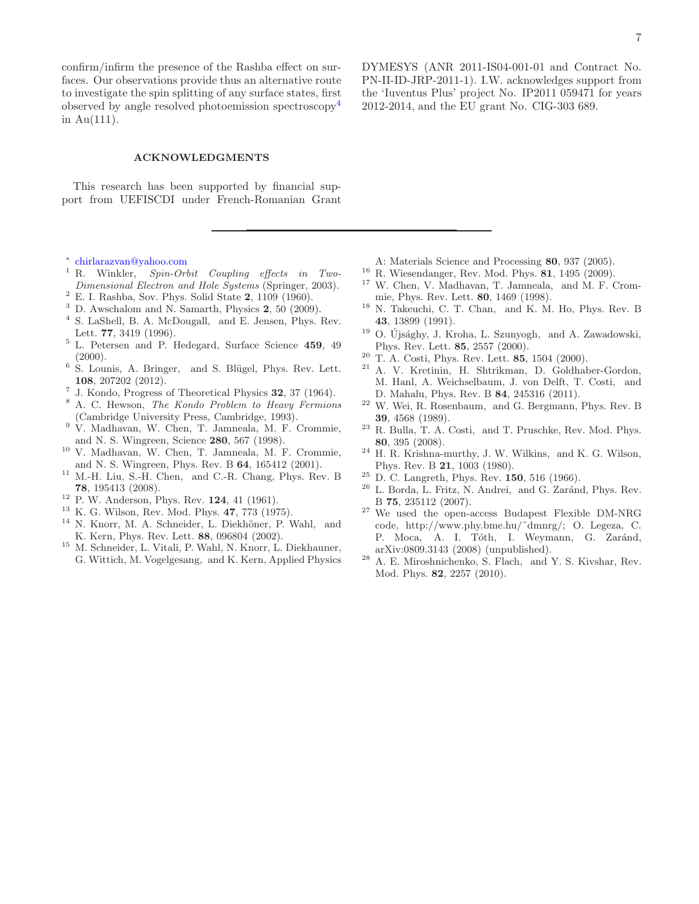confirm/infirm the presence of the Rashba effect on surfaces. Our observations provide thus an alternative route to investigate the spin splitting of any surface states, first observed by angle resolved photoemission spectroscopy[4] in Au(111).

## ACKNOWLEDGMENTS

This research has been supported by financial support from UEFISCDI under French-Romanian Grant DYMESYS (ANR 2011-IS04-001-01 and Contract No. PN-II-ID-JRP-2011-1). I.W. acknowledges support from the 'Iuventus Plus' project No. IP2011 059471 for years 2012-2014, and the EU grant No. CIG-303 689.

---

[*] chirlarazvan@yahoo.com

[1] R. Winkler, *Spin-Orbit Coupling effects in Two-Dimensional Electron and Hole Systems* (Springer, 2003).

[2] E. I. Rashba, Sov. Phys. Solid State **2**, 1109 (1960).

[3] D. Awschalom and N. Samarth, Physics **2**, 50 (2009).

[4] S. LaShell, B. A. McDougall, and E. Jensen, Phys. Rev. Lett. **77**, 3419 (1996).

[5] L. Petersen and P. Hedegard, Surface Science **459**, 49 (2000).

[6] S. Lounis, A. Bringer, and S. Blügel, Phys. Rev. Lett. **108**, 207202 (2012).

[7] J. Kondo, Progress of Theoretical Physics **32**, 37 (1964).

[8] A. C. Hewson, *The Kondo Problem to Heavy Fermions* (Cambridge University Press, Cambridge, 1993).

[9] V. Madhavan, W. Chen, T. Jamneala, M. F. Crommie, and N. S. Wingreen, Science **280**, 567 (1998).

[10] V. Madhavan, W. Chen, T. Jamneala, M. F. Crommie, and N. S. Wingreen, Phys. Rev. B **64**, 165412 (2001).

[11] M.-H. Liu, S.-H. Chen, and C.-R. Chang, Phys. Rev. B **78**, 195413 (2008).

[12] P. W. Anderson, Phys. Rev. **124**, 41 (1961).

[13] K. G. Wilson, Rev. Mod. Phys. **47**, 773 (1975).

[14] N. Knorr, M. A. Schneider, L. Diekhöner, P. Wahl, and K. Kern, Phys. Rev. Lett. **88**, 096804 (2002).

[15] M. Schneider, L. Vitali, P. Wahl, N. Knorr, L. Diekhauner, G. Wittich, M. Vogelgesang, and K. Kern, Applied Physics A: Materials Science and Processing **80**, 937 (2005).

[16] R. Wiesendanger, Rev. Mod. Phys. **81**, 1495 (2009).

[17] W. Chen, V. Madhavan, T. Jamneala, and M. F. Crommie, Phys. Rev. Lett. **80**, 1469 (1998).

[18] N. Takeuchi, C. T. Chan, and K. M. Ho, Phys. Rev. B **43**, 13899 (1991).

[19] O. Újsághy, J. Kroha, L. Szunyogh, and A. Zawadowski, Phys. Rev. Lett. **85**, 2557 (2000).

[20] T. A. Costi, Phys. Rev. Lett. **85**, 1504 (2000).

[21] A. V. Kretinin, H. Shtrikman, D. Goldhaber-Gordon, M. Hanl, A. Weichselbaum, J. von Delft, T. Costi, and D. Mahalu, Phys. Rev. B **84**, 245316 (2011).

[22] W. Wei, R. Rosenbaum, and G. Bergmann, Phys. Rev. B **39**, 4568 (1989).

[23] R. Bulla, T. A. Costi, and T. Pruschke, Rev. Mod. Phys. **80**, 395 (2008).

[24] H. R. Krishna-murthy, J. W. Wilkins, and K. G. Wilson, Phys. Rev. B **21**, 1003 (1980).

[25] D. C. Langreth, Phys. Rev. **150**, 516 (1966).

[26] L. Borda, L. Fritz, N. Andrei, and G. Zaránd, Phys. Rev. B **75**, 235112 (2007).

[27] We used the open-access Budapest Flexible DM-NRG code, http://www.phy.bme.hu/~dmnrg/; O. Legeza, C. P. Moca, A. I. Tóth, I. Weymann, G. Zaránd, arXiv:0809.3143 (2008) (unpublished).

[28] A. E. Miroshnichenko, S. Flach, and Y. S. Kivshar, Rev. Mod. Phys. **82**, 2257 (2010).